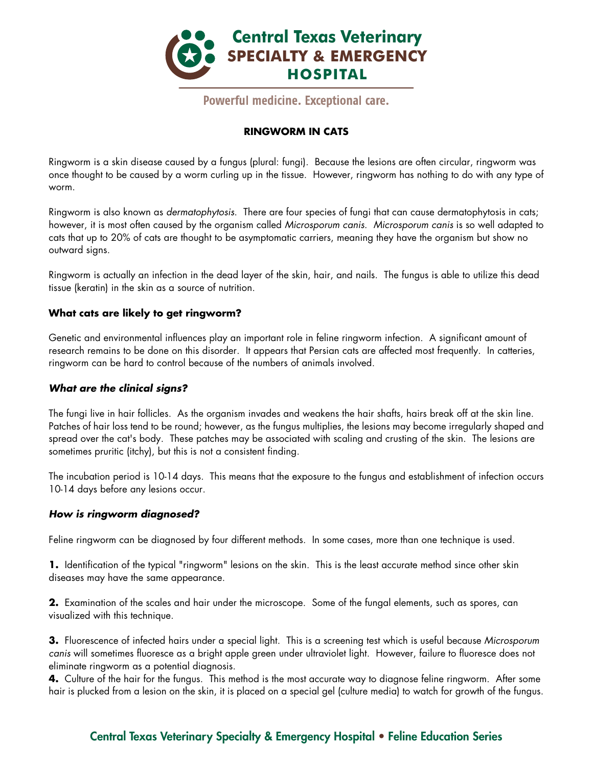# Central Texas Veterinary SPECIALTY & EMERGENCY HOSPITAL

Powerful medicine. Exceptional care.

## RINGWORM IN CATS

Ringworm is a skin disease caused by a fungus (plural: fungi). Because the lesions are often circular, ringworm was once thought to be caused by a worm curling up in the tissue. However, ringworm has nothing to do with any type of worm.

Ringworm is also known as *dermatophytosis*. There are four species of fungi that can cause dermatophytosis in cats; however, it is most often caused by the organism called *Microsporum canis*. *Microsporum canis* is so well adapted to cats that up to 20% of cats are thought to be asymptomatic carriers, meaning they have the organism but show no outward signs.

Ringworm is actually an infection in the dead layer of the skin, hair, and nails. The fungus is able to utilize this dead tissue (keratin) in the skin as a source of nutrition.

### What cats are likely to get ringworm?

Genetic and environmental influences play an important role in feline ringworm infection. A significant amount of research remains to be done on this disorder. It appears that Persian cats are affected most frequently. In catteries, ringworm can be hard to control because of the numbers of animals involved.

### *What are the clinical signs?*

The fungi live in hair follicles. As the organism invades and weakens the hair shafts, hairs break off at the skin line. Patches of hair loss tend to be round; however, as the fungus multiplies, the lesions may become irregularly shaped and spread over the cat's body. These patches may be associated with scaling and crusting of the skin. The lesions are sometimes pruritic (itchy), but this is not a consistent finding.

The incubation period is 10-14 days. This means that the exposure to the fungus and establishment of infection occurs 10-14 days before any lesions occur.

### *How is ringworm diagnosed?*

Feline ringworm can be diagnosed by four different methods. In some cases, more than one technique is used.

**1.** Identification of the typical "ringworm" lesions on the skin. This is the least accurate method since other skin diseases may have the same appearance.

**2.** Examination of the scales and hair under the microscope. Some of the fungal elements, such as spores, can visualized with this technique.

**3.** Fluorescence of infected hairs under a special light. This is a screening test which is useful because *Microsporum canis* will sometimes fluoresce as a bright apple green under ultraviolet light. However, failure to fluoresce does not eliminate ringworm as a potential diagnosis.

**4.** Culture of the hair for the fungus. This method is the most accurate way to diagnose feline ringworm. After some hair is plucked from a lesion on the skin, it is placed on a special gel (culture media) to watch for growth of the fungus.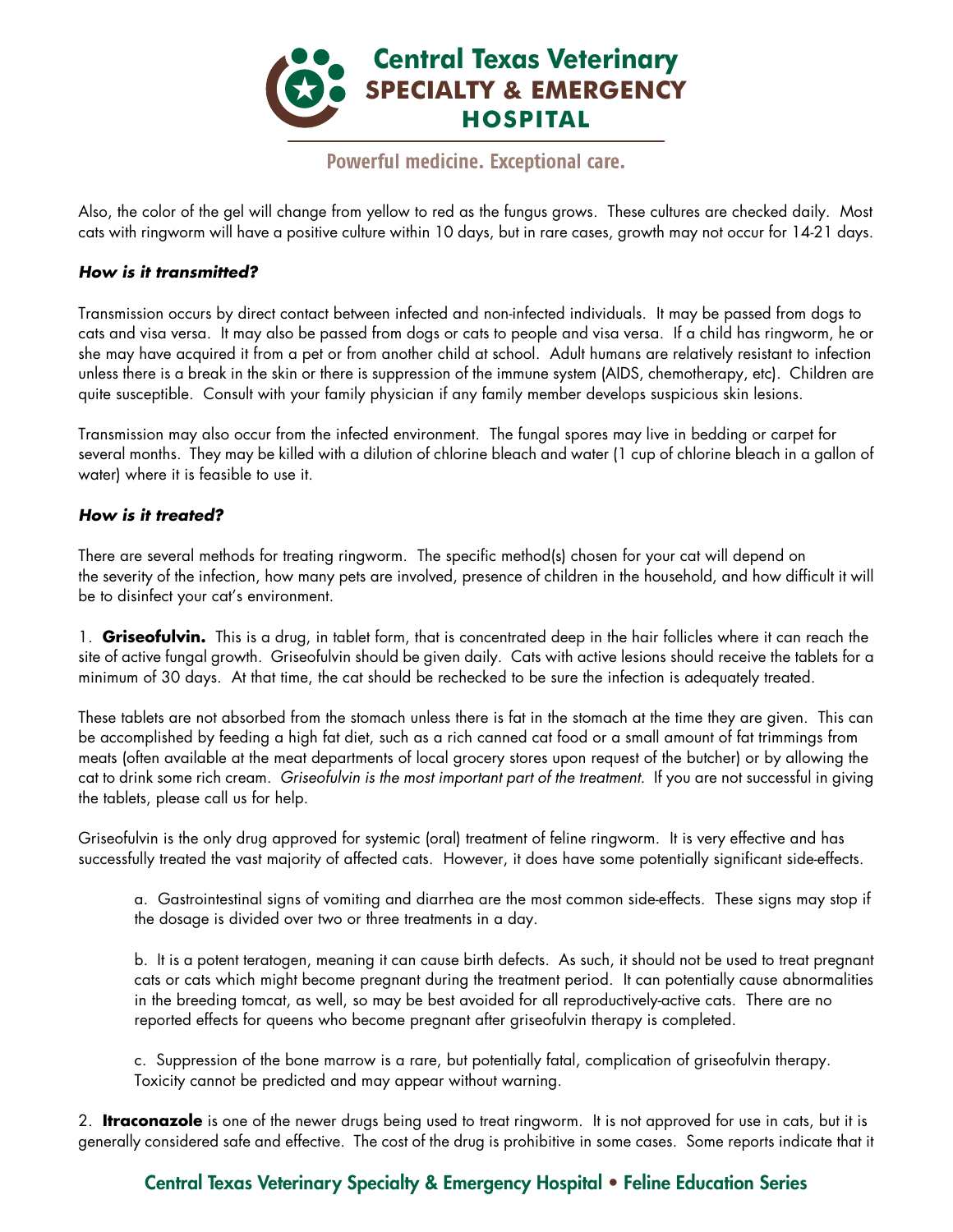Also, the color of the gel will change from yellow to red as the fungus grows. These cultures are checked daily. Most cats with ringworm will have a positive culture within 10 days, but in rare cases, growth may not occur for 14-21 days.

### *How is it transmitted?*

Transmission occurs by direct contact between infected and non-infected individuals. It may be passed from dogs to cats and visa versa. It may also be passed from dogs or cats to people and visa versa. If a child has ringworm, he or she may have acquired it from a pet or from another child at school. Adult humans are relatively resistant to infection unless there is a break in the skin or there is suppression of the immune system (AIDS, chemotherapy, etc). Children are quite susceptible. Consult with your family physician if any family member develops suspicious skin lesions.

Transmission may also occur from the infected environment. The fungal spores may live in bedding or carpet for several months. They may be killed with a dilution of chlorine bleach and water (1 cup of chlorine bleach in a gallon of water) where it is feasible to use it.

### *How is it treated?*

There are several methods for treating ringworm. The specific method(s) chosen for your cat will depend on the severity of the infection, how many pets are involved, presence of children in the household, and how difficult it will be to disinfect your cat's environment.

1. **Griseofulvin.** This is a drug, in tablet form, that is concentrated deep in the hair follicles where it can reach the site of active fungal growth. Griseofulvin should be given daily. Cats with active lesions should receive the tablets for a minimum of 30 days. At that time, the cat should be rechecked to be sure the infection is adequately treated.

These tablets are not absorbed from the stomach unless there is fat in the stomach at the time they are given. This can be accomplished by feeding a high fat diet, such as a rich canned cat food or a small amount of fat trimmings from meats (often available at the meat departments of local grocery stores upon request of the butcher) or by allowing the cat to drink some rich cream. *Griseofulvin is the most important part of the treatment.* If you are not successful in giving the tablets, please call us for help.

Griseofulvin is the only drug approved for systemic (oral) treatment of feline ringworm. It is very effective and has successfully treated the vast majority of affected cats. However, it does have some potentially significant side-effects.

a. Gastrointestinal signs of vomiting and diarrhea are the most common side-effects. These signs may stop if the dosage is divided over two or three treatments in a day.

b. It is a potent teratogen, meaning it can cause birth defects. As such, it should not be used to treat pregnant cats or cats which might become pregnant during the treatment period. It can potentially cause abnormalities in the breeding tomcat, as well, so may be best avoided for all reproductively-active cats. There are no reported effects for queens who become pregnant after griseofulvin therapy is completed.

c. Suppression of the bone marrow is a rare, but potentially fatal, complication of griseofulvin therapy. Toxicity cannot be predicted and may appear without warning.

2. **Itraconazole** is one of the newer drugs being used to treat ringworm. It is not approved for use in cats, but it is generally considered safe and effective. The cost of the drug is prohibitive in some cases. Some reports indicate that it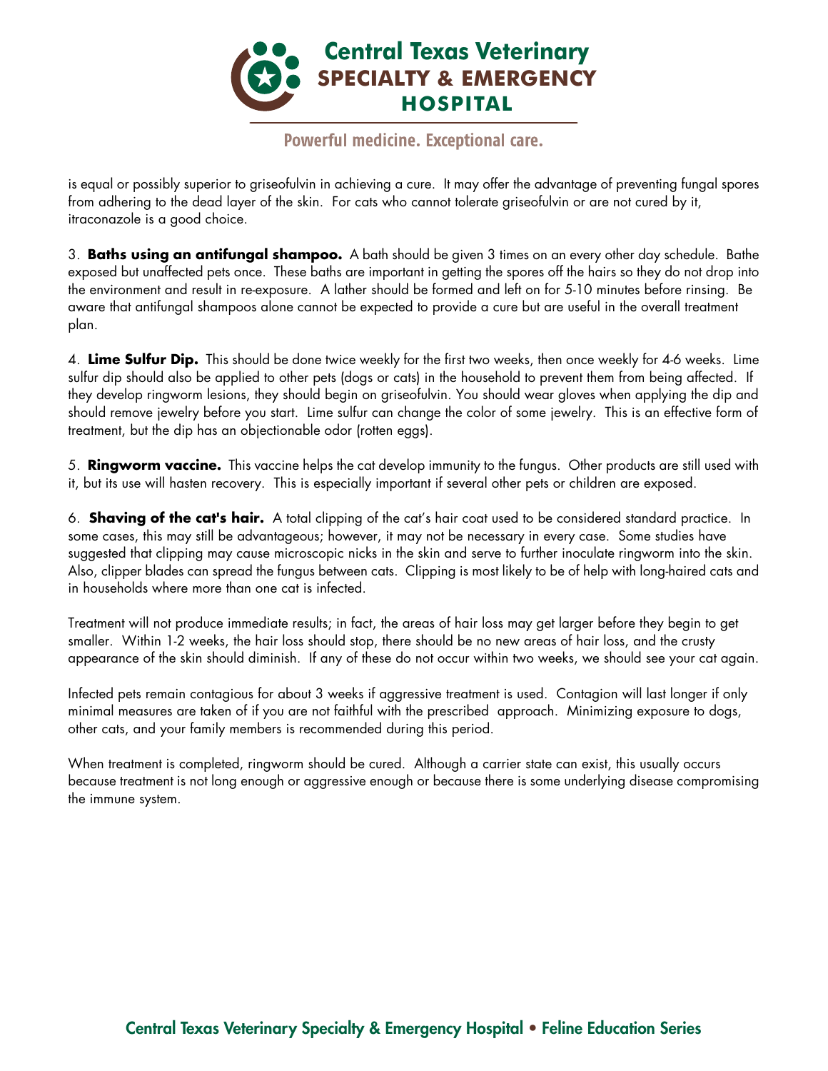is equal or possibly superior to griseofulvin in achieving a cure. It may offer the advantage of preventing fungal spores from adhering to the dead layer of the skin. For cats who cannot tolerate griseofulvin or are not cured by it, itraconazole is a good choice.

3. **Baths using an antifungal shampoo.** A bath should be given 3 times on an every other day schedule. Bathe exposed but unaffected pets once. These baths are important in getting the spores off the hairs so they do not drop into the environment and result in re-exposure. A lather should be formed and left on for 5-10 minutes before rinsing. Be aware that antifungal shampoos alone cannot be expected to provide a cure but are useful in the overall treatment plan.

4. **Lime Sulfur Dip.** This should be done twice weekly for the first two weeks, then once weekly for 4-6 weeks. Lime sulfur dip should also be applied to other pets (dogs or cats) in the household to prevent them from being affected. If they develop ringworm lesions, they should begin on griseofulvin. You should wear gloves when applying the dip and should remove jewelry before you start. Lime sulfur can change the color of some jewelry. This is an effective form of treatment, but the dip has an objectionable odor (rotten eggs).

5. **Ringworm vaccine.** This vaccine helps the cat develop immunity to the fungus. Other products are still used with it, but its use will hasten recovery. This is especially important if several other pets or children are exposed.

6. **Shaving of the cat's hair.** A total clipping of the cat's hair coat used to be considered standard practice. In some cases, this may still be advantageous; however, it may not be necessary in every case. Some studies have suggested that clipping may cause microscopic nicks in the skin and serve to further inoculate ringworm into the skin. Also, clipper blades can spread the fungus between cats. Clipping is most likely to be of help with long-haired cats and in households where more than one cat is infected.

Treatment will not produce immediate results; in fact, the areas of hair loss may get larger before they begin to get smaller. Within 1-2 weeks, the hair loss should stop, there should be no new areas of hair loss, and the crusty appearance of the skin should diminish. If any of these do not occur within two weeks, we should see your cat again.

Infected pets remain contagious for about 3 weeks if aggressive treatment is used. Contagion will last longer if only minimal measures are taken of if you are not faithful with the prescribed approach. Minimizing exposure to dogs, other cats, and your family members is recommended during this period.

When treatment is completed, ringworm should be cured. Although a carrier state can exist, this usually occurs because treatment is not long enough or aggressive enough or because there is some underlying disease compromising the immune system.